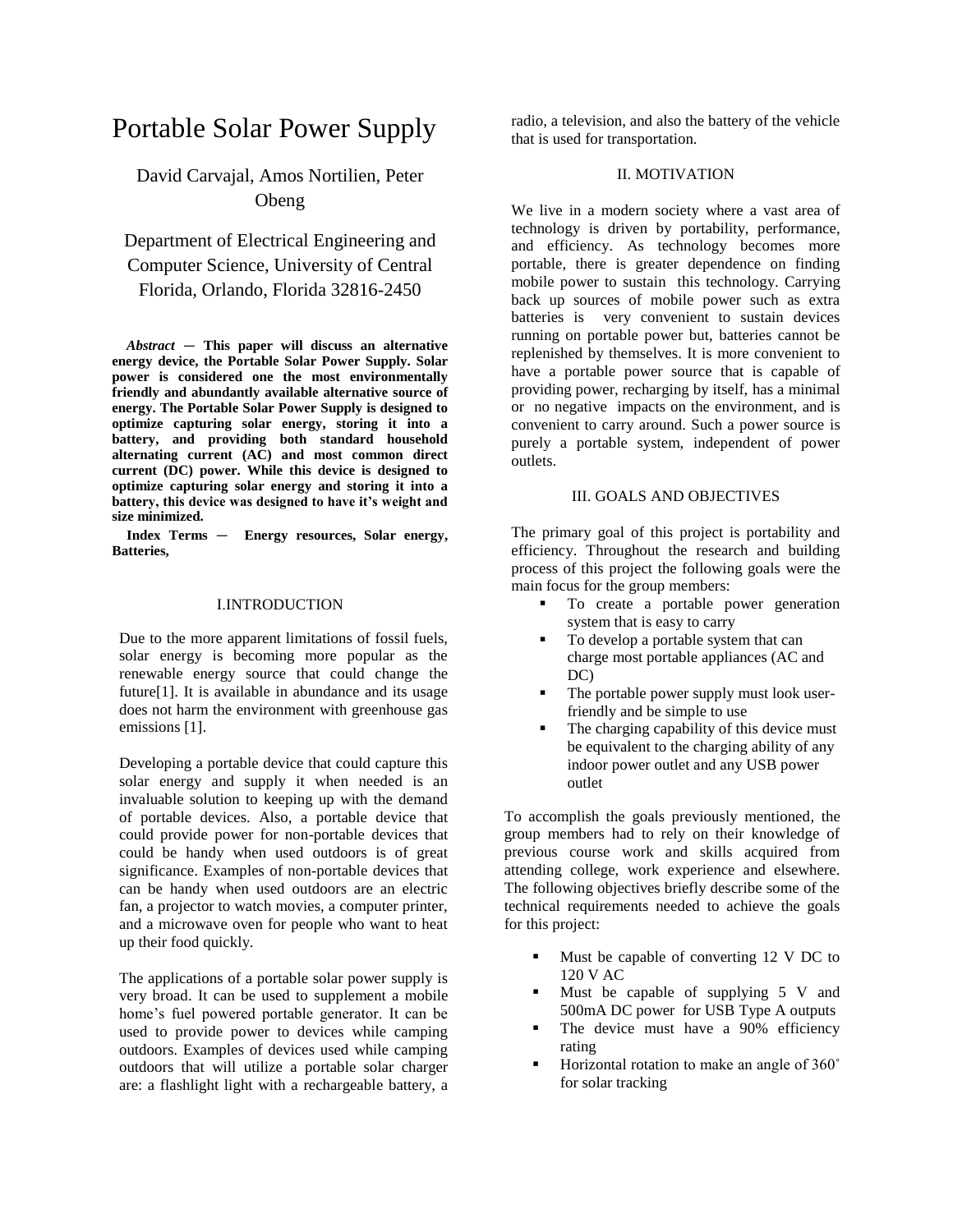# Portable Solar Power Supply

David Carvajal, Amos Nortilien, Peter Obeng

Department of Electrical Engineering and Computer Science, University of Central Florida, Orlando, Florida 32816-2450

***Abstract* — This paper will discuss an alternative energy device, the Portable Solar Power Supply. Solar power is considered one the most environmentally friendly and abundantly available alternative source of energy. The Portable Solar Power Supply is designed to optimize capturing solar energy, storing it into a battery, and providing both standard household alternating current (AC) and most common direct current (DC) power. While this device is designed to optimize capturing solar energy and storing it into a battery, this device was designed to have it's weight and size minimized.**

**Index Terms — Energy resources, Solar energy, Batteries,**

## I.INTRODUCTION

Due to the more apparent limitations of fossil fuels, solar energy is becoming more popular as the renewable energy source that could change the future[1]. It is available in abundance and its usage does not harm the environment with greenhouse gas emissions [1].

Developing a portable device that could capture this solar energy and supply it when needed is an invaluable solution to keeping up with the demand of portable devices. Also, a portable device that could provide power for non-portable devices that could be handy when used outdoors is of great significance. Examples of non-portable devices that can be handy when used outdoors are an electric fan, a projector to watch movies, a computer printer, and a microwave oven for people who want to heat up their food quickly.

The applications of a portable solar power supply is very broad. It can be used to supplement a mobile home's fuel powered portable generator. It can be used to provide power to devices while camping outdoors. Examples of devices used while camping outdoors that will utilize a portable solar charger are: a flashlight light with a rechargeable battery, a radio, a television, and also the battery of the vehicle that is used for transportation.

## II. MOTIVATION

We live in a modern society where a vast area of technology is driven by portability, performance, and efficiency. As technology becomes more portable, there is greater dependence on finding mobile power to sustain this technology. Carrying back up sources of mobile power such as extra batteries is very convenient to sustain devices running on portable power but, batteries cannot be replenished by themselves. It is more convenient to have a portable power source that is capable of providing power, recharging by itself, has a minimal or no negative impacts on the environment, and is convenient to carry around. Such a power source is purely a portable system, independent of power outlets.

## III. GOALS AND OBJECTIVES

The primary goal of this project is portability and efficiency. Throughout the research and building process of this project the following goals were the main focus for the group members:

- To create a portable power generation system that is easy to carry
- To develop a portable system that can charge most portable appliances (AC and DC)
- The portable power supply must look user-friendly and be simple to use
- The charging capability of this device must be equivalent to the charging ability of any indoor power outlet and any USB power outlet

To accomplish the goals previously mentioned, the group members had to rely on their knowledge of previous course work and skills acquired from attending college, work experience and elsewhere. The following objectives briefly describe some of the technical requirements needed to achieve the goals for this project:

- Must be capable of converting 12 V DC to 120 V AC
- Must be capable of supplying 5 V and 500mA DC power for USB Type A outputs
- The device must have a 90% efficiency rating
- Horizontal rotation to make an angle of 360˚ for solar tracking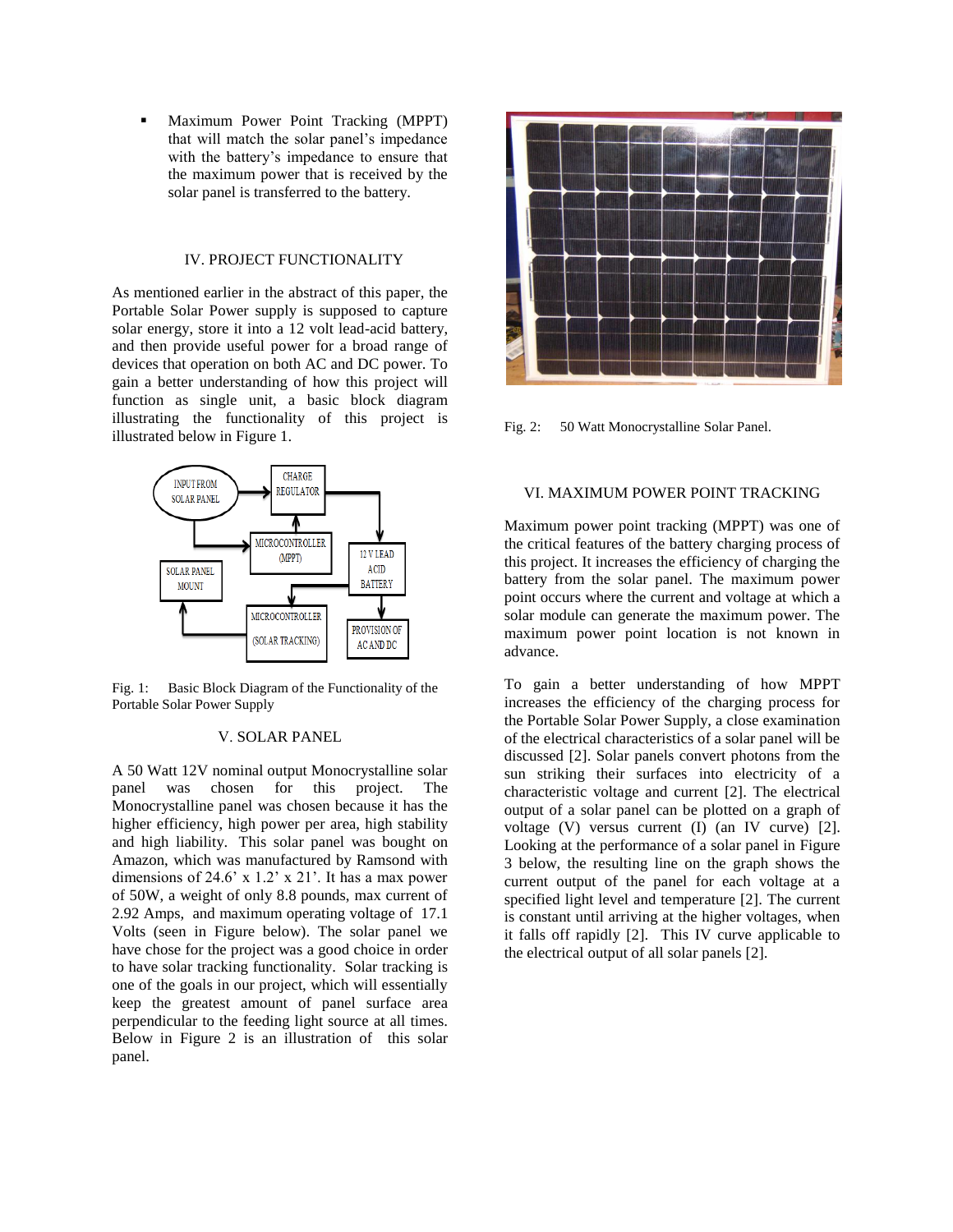- Maximum Power Point Tracking (MPPT) that will match the solar panel's impedance with the battery's impedance to ensure that the maximum power that is received by the solar panel is transferred to the battery.

## IV. PROJECT FUNCTIONALITY

As mentioned earlier in the abstract of this paper, the Portable Solar Power supply is supposed to capture solar energy, store it into a 12 volt lead-acid battery, and then provide useful power for a broad range of devices that operation on both AC and DC power. To gain a better understanding of how this project will function as single unit, a basic block diagram illustrating the functionality of this project is illustrated below in Figure 1.

Fig. 1: Basic Block Diagram of the Functionality of the Portable Solar Power Supply

## V. SOLAR PANEL

A 50 Watt 12V nominal output Monocrystalline solar panel was chosen for this project. The Monocrystalline panel was chosen because it has the higher efficiency, high power per area, high stability and high liability. This solar panel was bought on Amazon, which was manufactured by Ramsond with dimensions of 24.6' x 1.2' x 21'. It has a max power of 50W, a weight of only 8.8 pounds, max current of 2.92 Amps, and maximum operating voltage of 17.1 Volts (seen in Figure below). The solar panel we have chose for the project was a good choice in order to have solar tracking functionality. Solar tracking is one of the goals in our project, which will essentially keep the greatest amount of panel surface area perpendicular to the feeding light source at all times. Below in Figure 2 is an illustration of this solar panel.

Fig. 2: 50 Watt Monocrystalline Solar Panel.

## VI. MAXIMUM POWER POINT TRACKING

Maximum power point tracking (MPPT) was one of the critical features of the battery charging process of this project. It increases the efficiency of charging the battery from the solar panel. The maximum power point occurs where the current and voltage at which a solar module can generate the maximum power. The maximum power point location is not known in advance.

To gain a better understanding of how MPPT increases the efficiency of the charging process for the Portable Solar Power Supply, a close examination of the electrical characteristics of a solar panel will be discussed [2]. Solar panels convert photons from the sun striking their surfaces into electricity of a characteristic voltage and current [2]. The electrical output of a solar panel can be plotted on a graph of voltage (V) versus current (I) (an IV curve) [2]. Looking at the performance of a solar panel in Figure 3 below, the resulting line on the graph shows the current output of the panel for each voltage at a specified light level and temperature [2]. The current is constant until arriving at the higher voltages, when it falls off rapidly [2]. This IV curve applicable to the electrical output of all solar panels [2].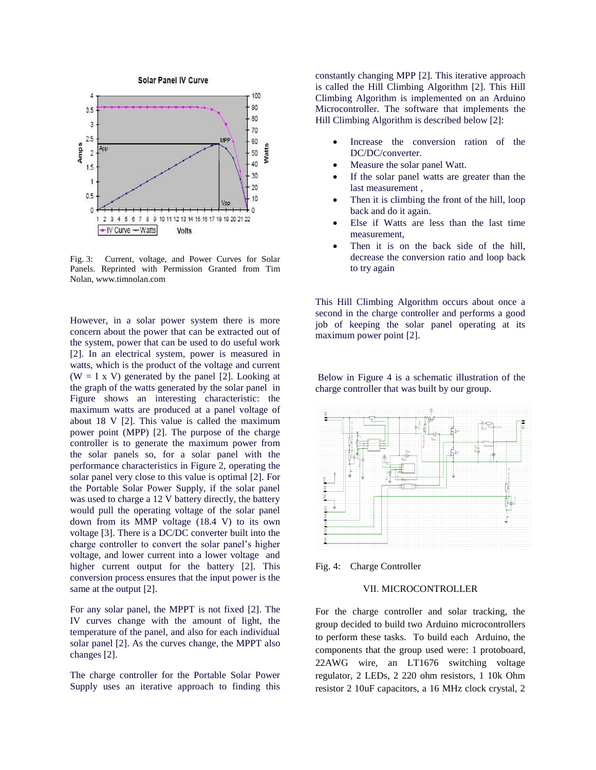Fig. 3: Current, voltage, and Power Curves for Solar Panels. Reprinted with Permission Granted from Tim Nolan, www.timnolan.com

However, in a solar power system there is more concern about the power that can be extracted out of the system, power that can be used to do useful work [2]. In an electrical system, power is measured in watts, which is the product of the voltage and current (W = I x V) generated by the panel [2]. Looking at the graph of the watts generated by the solar panel in Figure shows an interesting characteristic: the maximum watts are produced at a panel voltage of about 18 V [2]. This value is called the maximum power point (MPP) [2]. The purpose of the charge controller is to generate the maximum power from the solar panels so, for a solar panel with the performance characteristics in Figure 2, operating the solar panel very close to this value is optimal [2]. For the Portable Solar Power Supply, if the solar panel was used to charge a 12 V battery directly, the battery would pull the operating voltage of the solar panel down from its MMP voltage (18.4 V) to its own voltage [3]. There is a DC/DC converter built into the charge controller to convert the solar panel's higher voltage, and lower current into a lower voltage and higher current output for the battery [2]. This conversion process ensures that the input power is the same at the output [2].

For any solar panel, the MPPT is not fixed [2]. The IV curves change with the amount of light, the temperature of the panel, and also for each individual solar panel [2]. As the curves change, the MPPT also changes [2].

The charge controller for the Portable Solar Power Supply uses an iterative approach to finding this constantly changing MPP [2]. This iterative approach is called the Hill Climbing Algorithm [2]. This Hill Climbing Algorithm is implemented on an Arduino Microcontroller. The software that implements the Hill Climbing Algorithm is described below [2]:

- Increase the conversion ration of the DC/DC/converter.
- Measure the solar panel Watt.
- If the solar panel watts are greater than the last measurement ,
- Then it is climbing the front of the hill, loop back and do it again.
- Else if Watts are less than the last time measurement,
- Then it is on the back side of the hill, decrease the conversion ratio and loop back to try again

This Hill Climbing Algorithm occurs about once a second in the charge controller and performs a good job of keeping the solar panel operating at its maximum power point [2].

Below in Figure 4 is a schematic illustration of the charge controller that was built by our group.

Fig. 4: Charge Controller

## VII. MICROCONTROLLER

For the charge controller and solar tracking, the group decided to build two Arduino microcontrollers to perform these tasks. To build each Arduino, the components that the group used were: 1 protoboard, 22AWG wire, an LT1676 switching voltage regulator, 2 LEDs, 2 220 ohm resistors, 1 10k Ohm resistor 2 10uF capacitors, a 16 MHz clock crystal, 2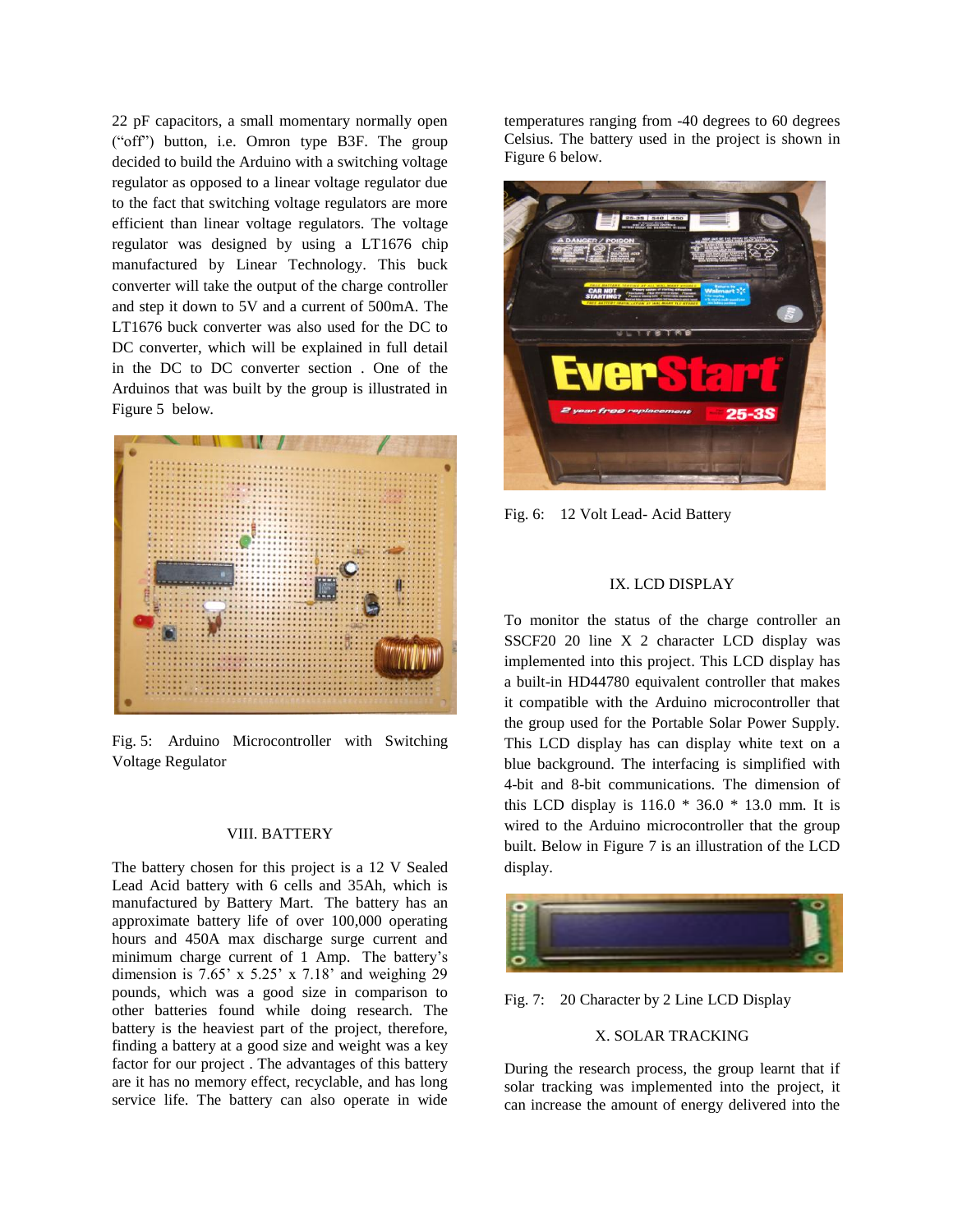22 pF capacitors, a small momentary normally open ("off") button, i.e. Omron type B3F. The group decided to build the Arduino with a switching voltage regulator as opposed to a linear voltage regulator due to the fact that switching voltage regulators are more efficient than linear voltage regulators. The voltage regulator was designed by using a LT1676 chip manufactured by Linear Technology. This buck converter will take the output of the charge controller and step it down to 5V and a current of 500mA. The LT1676 buck converter was also used for the DC to DC converter, which will be explained in full detail in the DC to DC converter section . One of the Arduinos that was built by the group is illustrated in Figure 5 below.

Fig. 5: Arduino Microcontroller with Switching Voltage Regulator

## VIII. BATTERY

The battery chosen for this project is a 12 V Sealed Lead Acid battery with 6 cells and 35Ah, which is manufactured by Battery Mart. The battery has an approximate battery life of over 100,000 operating hours and 450A max discharge surge current and minimum charge current of 1 Amp. The battery's dimension is 7.65' x 5.25' x 7.18' and weighing 29 pounds, which was a good size in comparison to other batteries found while doing research. The battery is the heaviest part of the project, therefore, finding a battery at a good size and weight was a key factor for our project . The advantages of this battery are it has no memory effect, recyclable, and has long service life. The battery can also operate in wide temperatures ranging from -40 degrees to 60 degrees Celsius. The battery used in the project is shown in Figure 6 below.

Fig. 6: 12 Volt Lead- Acid Battery

## IX. LCD DISPLAY

To monitor the status of the charge controller an SSCF20 20 line X 2 character LCD display was implemented into this project. This LCD display has a built-in HD44780 equivalent controller that makes it compatible with the Arduino microcontroller that the group used for the Portable Solar Power Supply. This LCD display has can display white text on a blue background. The interfacing is simplified with 4-bit and 8-bit communications. The dimension of this LCD display is 116.0 * 36.0 * 13.0 mm. It is wired to the Arduino microcontroller that the group built. Below in Figure 7 is an illustration of the LCD display.

Fig. 7: 20 Character by 2 Line LCD Display

## X. SOLAR TRACKING

During the research process, the group learnt that if solar tracking was implemented into the project, it can increase the amount of energy delivered into the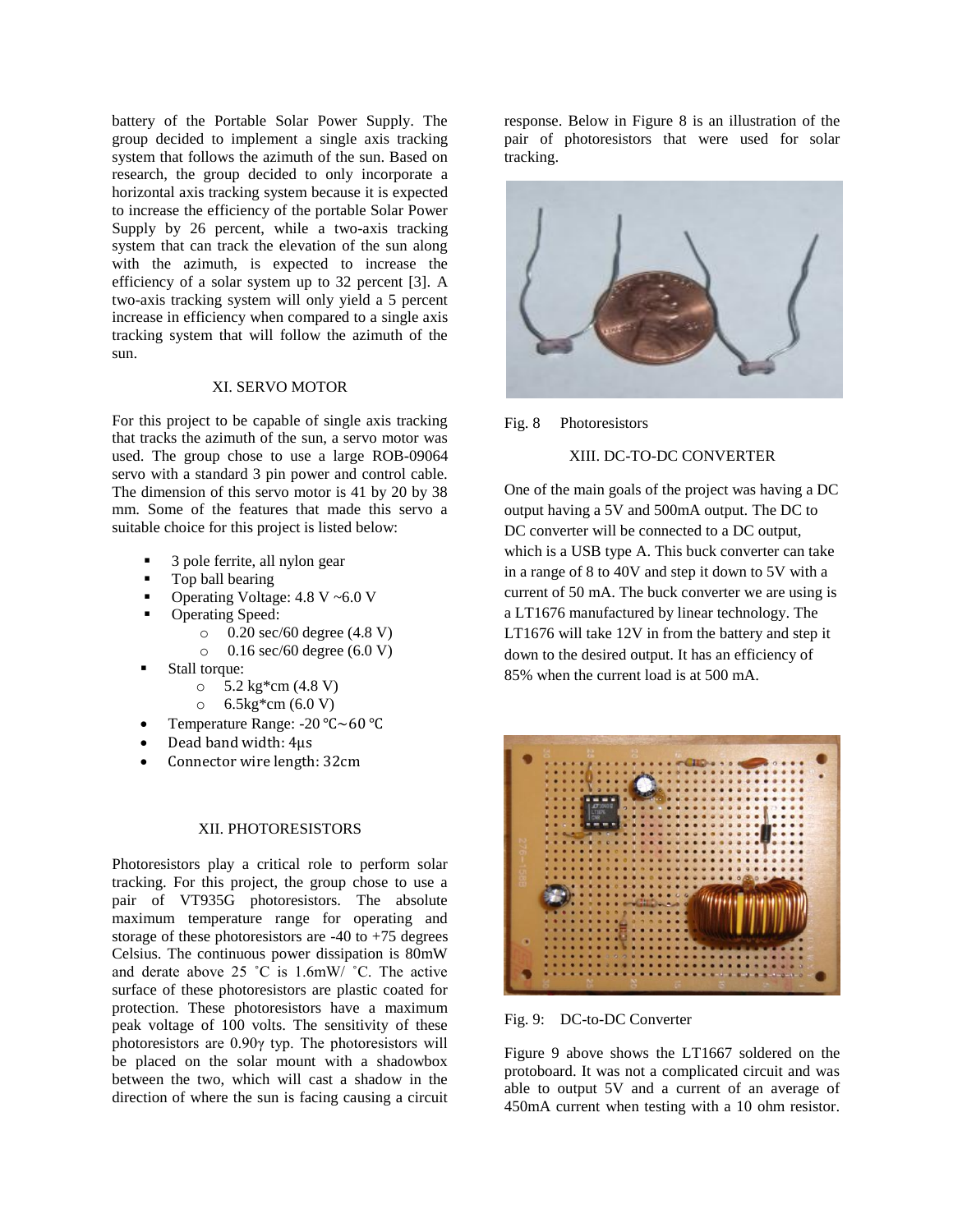battery of the Portable Solar Power Supply. The group decided to implement a single axis tracking system that follows the azimuth of the sun. Based on research, the group decided to only incorporate a horizontal axis tracking system because it is expected to increase the efficiency of the portable Solar Power Supply by 26 percent, while a two-axis tracking system that can track the elevation of the sun along with the azimuth, is expected to increase the efficiency of a solar system up to 32 percent [3]. A two-axis tracking system will only yield a 5 percent increase in efficiency when compared to a single axis tracking system that will follow the azimuth of the sun.

## XI. SERVO MOTOR

For this project to be capable of single axis tracking that tracks the azimuth of the sun, a servo motor was used. The group chose to use a large ROB-09064 servo with a standard 3 pin power and control cable. The dimension of this servo motor is 41 by 20 by 38 mm. Some of the features that made this servo a suitable choice for this project is listed below:

- 3 pole ferrite, all nylon gear
- Top ball bearing
- Operating Voltage: 4.8 V ~6.0 V
- Operating Speed:
  - 0.20 sec/60 degree (4.8 V)
  - 0.16 sec/60 degree (6.0 V)
- Stall torque:
  - 5.2 kg*cm (4.8 V)
  - 6.5kg*cm (6.0 V)
- Temperature Range: -20 ℃~60 ℃
- Dead band width: 4μs
- Connector wire length: 32cm

## XII. PHOTORESISTORS

Photoresistors play a critical role to perform solar tracking. For this project, the group chose to use a pair of VT935G photoresistors. The absolute maximum temperature range for operating and storage of these photoresistors are -40 to +75 degrees Celsius. The continuous power dissipation is 80mW and derate above 25 ˚C is 1.6mW/ ˚C. The active surface of these photoresistors are plastic coated for protection. These photoresistors have a maximum peak voltage of 100 volts. The sensitivity of these photoresistors are 0.90γ typ. The photoresistors will be placed on the solar mount with a shadowbox between the two, which will cast a shadow in the direction of where the sun is facing causing a circuit response. Below in Figure 8 is an illustration of the pair of photoresistors that were used for solar tracking.

Fig. 8 Photoresistors

## XIII. DC-TO-DC CONVERTER

One of the main goals of the project was having a DC output having a 5V and 500mA output. The DC to DC converter will be connected to a DC output, which is a USB type A. This buck converter can take in a range of 8 to 40V and step it down to 5V with a current of 50 mA. The buck converter we are using is a LT1676 manufactured by linear technology. The LT1676 will take 12V in from the battery and step it down to the desired output. It has an efficiency of 85% when the current load is at 500 mA.

Fig. 9: DC-to-DC Converter

Figure 9 above shows the LT1667 soldered on the protoboard. It was not a complicated circuit and was able to output 5V and a current of an average of 450mA current when testing with a 10 ohm resistor.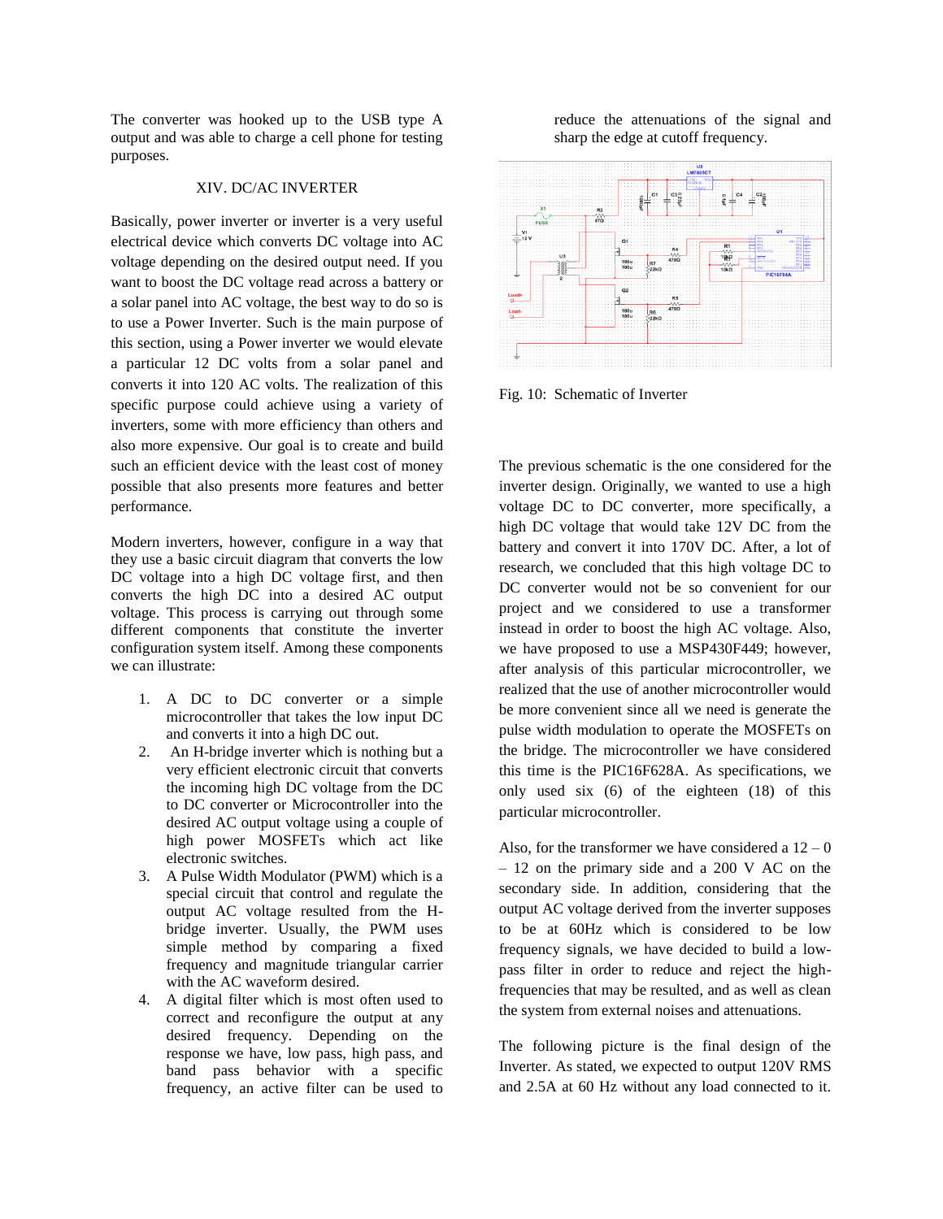The converter was hooked up to the USB type A output and was able to charge a cell phone for testing purposes.

## XIV. DC/AC INVERTER

Basically, power inverter or inverter is a very useful electrical device which converts DC voltage into AC voltage depending on the desired output need. If you want to boost the DC voltage read across a battery or a solar panel into AC voltage, the best way to do so is to use a Power Inverter. Such is the main purpose of this section, using a Power inverter we would elevate a particular 12 DC volts from a solar panel and converts it into 120 AC volts. The realization of this specific purpose could achieve using a variety of inverters, some with more efficiency than others and also more expensive. Our goal is to create and build such an efficient device with the least cost of money possible that also presents more features and better performance.

Modern inverters, however, configure in a way that they use a basic circuit diagram that converts the low DC voltage into a high DC voltage first, and then converts the high DC into a desired AC output voltage. This process is carrying out through some different components that constitute the inverter configuration system itself. Among these components we can illustrate:

1. A DC to DC converter or a simple microcontroller that takes the low input DC and converts it into a high DC out.
2. An H-bridge inverter which is nothing but a very efficient electronic circuit that converts the incoming high DC voltage from the DC to DC converter or Microcontroller into the desired AC output voltage using a couple of high power MOSFETs which act like electronic switches.
3. A Pulse Width Modulator (PWM) which is a special circuit that control and regulate the output AC voltage resulted from the H-bridge inverter. Usually, the PWM uses simple method by comparing a fixed frequency and magnitude triangular carrier with the AC waveform desired.
4. A digital filter which is most often used to correct and reconfigure the output at any desired frequency. Depending on the response we have, low pass, high pass, and band pass behavior with a specific frequency, an active filter can be used to reduce the attenuations of the signal and sharp the edge at cutoff frequency.

Fig. 10: Schematic of Inverter

The previous schematic is the one considered for the inverter design. Originally, we wanted to use a high voltage DC to DC converter, more specifically, a high DC voltage that would take 12V DC from the battery and convert it into 170V DC. After, a lot of research, we concluded that this high voltage DC to DC converter would not be so convenient for our project and we considered to use a transformer instead in order to boost the high AC voltage. Also, we have proposed to use a MSP430F449; however, after analysis of this particular microcontroller, we realized that the use of another microcontroller would be more convenient since all we need is generate the pulse width modulation to operate the MOSFETs on the bridge. The microcontroller we have considered this time is the PIC16F628A. As specifications, we only used six (6) of the eighteen (18) of this particular microcontroller.

Also, for the transformer we have considered a 12 – 0 – 12 on the primary side and a 200 V AC on the secondary side. In addition, considering that the output AC voltage derived from the inverter supposes to be at 60Hz which is considered to be low frequency signals, we have decided to build a low-pass filter in order to reduce and reject the high-frequencies that may be resulted, and as well as clean the system from external noises and attenuations.

The following picture is the final design of the Inverter. As stated, we expected to output 120V RMS and 2.5A at 60 Hz without any load connected to it.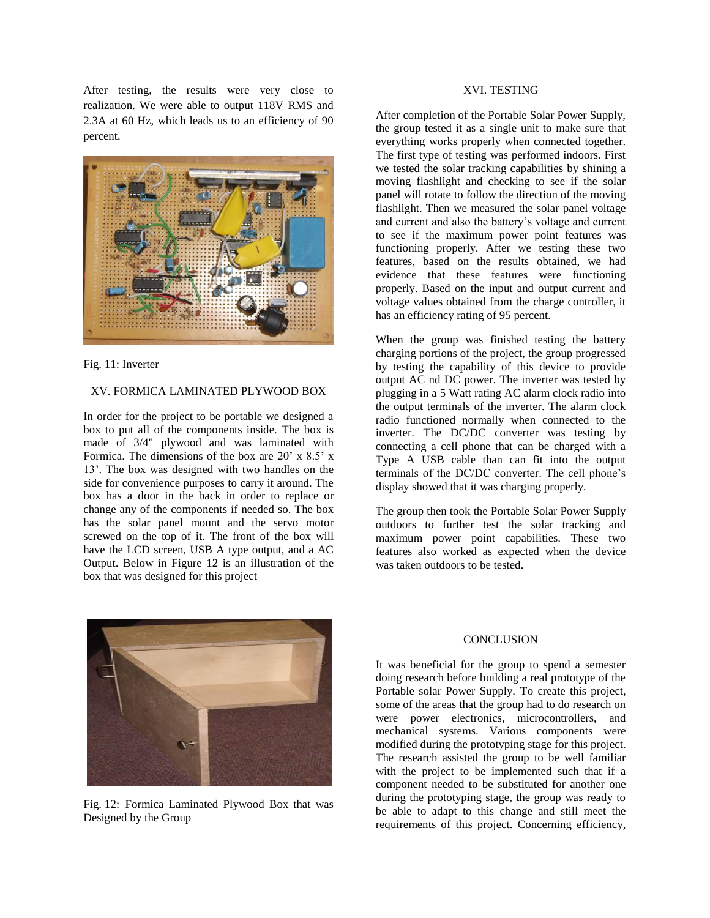After testing, the results were very close to realization. We were able to output 118V RMS and 2.3A at 60 Hz, which leads us to an efficiency of 90 percent.

Fig. 11: Inverter

## XV. FORMICA LAMINATED PLYWOOD BOX

In order for the project to be portable we designed a box to put all of the components inside. The box is made of 3/4" plywood and was laminated with Formica. The dimensions of the box are 20' x 8.5' x 13'. The box was designed with two handles on the side for convenience purposes to carry it around. The box has a door in the back in order to replace or change any of the components if needed so. The box has the solar panel mount and the servo motor screwed on the top of it. The front of the box will have the LCD screen, USB A type output, and a AC Output. Below in Figure 12 is an illustration of the box that was designed for this project

Fig. 12: Formica Laminated Plywood Box that was Designed by the Group

## XVI. TESTING

After completion of the Portable Solar Power Supply, the group tested it as a single unit to make sure that everything works properly when connected together. The first type of testing was performed indoors. First we tested the solar tracking capabilities by shining a moving flashlight and checking to see if the solar panel will rotate to follow the direction of the moving flashlight. Then we measured the solar panel voltage and current and also the battery's voltage and current to see if the maximum power point features was functioning properly. After we testing these two features, based on the results obtained, we had evidence that these features were functioning properly. Based on the input and output current and voltage values obtained from the charge controller, it has an efficiency rating of 95 percent.

When the group was finished testing the battery charging portions of the project, the group progressed by testing the capability of this device to provide output AC nd DC power. The inverter was tested by plugging in a 5 Watt rating AC alarm clock radio into the output terminals of the inverter. The alarm clock radio functioned normally when connected to the inverter. The DC/DC converter was testing by connecting a cell phone that can be charged with a Type A USB cable than can fit into the output terminals of the DC/DC converter. The cell phone's display showed that it was charging properly.

The group then took the Portable Solar Power Supply outdoors to further test the solar tracking and maximum power point capabilities. These two features also worked as expected when the device was taken outdoors to be tested.

## CONCLUSION

It was beneficial for the group to spend a semester doing research before building a real prototype of the Portable solar Power Supply. To create this project, some of the areas that the group had to do research on were power electronics, microcontrollers, and mechanical systems. Various components were modified during the prototyping stage for this project. The research assisted the group to be well familiar with the project to be implemented such that if a component needed to be substituted for another one during the prototyping stage, the group was ready to be able to adapt to this change and still meet the requirements of this project. Concerning efficiency,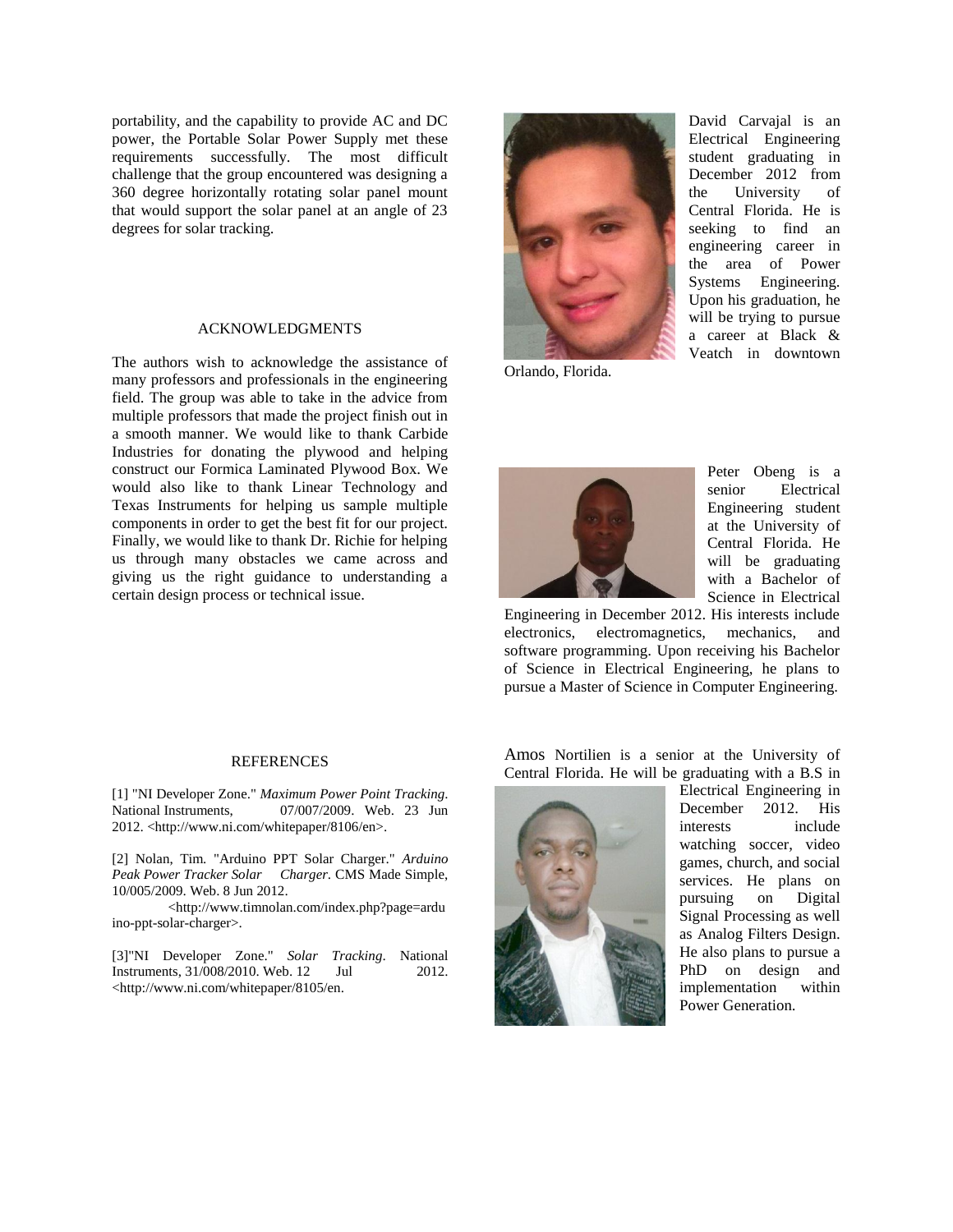portability, and the capability to provide AC and DC power, the Portable Solar Power Supply met these requirements successfully. The most difficult challenge that the group encountered was designing a 360 degree horizontally rotating solar panel mount that would support the solar panel at an angle of 23 degrees for solar tracking.

## ACKNOWLEDGMENTS

The authors wish to acknowledge the assistance of many professors and professionals in the engineering field. The group was able to take in the advice from multiple professors that made the project finish out in a smooth manner. We would like to thank Carbide Industries for donating the plywood and helping construct our Formica Laminated Plywood Box. We would also like to thank Linear Technology and Texas Instruments for helping us sample multiple components in order to get the best fit for our project. Finally, we would like to thank Dr. Richie for helping us through many obstacles we came across and giving us the right guidance to understanding a certain design process or technical issue.

## REFERENCES

[1] "NI Developer Zone." *Maximum Power Point Tracking*. National Instruments, 07/007/2009. Web. 23 Jun 2012. <http://www.ni.com/whitepaper/8106/en>.

[2] Nolan, Tim. "Arduino PPT Solar Charger." *Arduino Peak Power Tracker Solar Charger*. CMS Made Simple, 10/005/2009. Web. 8 Jun 2012. <http://www.timnolan.com/index.php?page=arduino-ppt-solar-charger>.

[3]"NI Developer Zone." *Solar Tracking*. National Instruments, 31/008/2010. Web. 12 Jul 2012. <http://www.ni.com/whitepaper/8105/en.

David Carvajal is an Electrical Engineering student graduating in December 2012 from the University of Central Florida. He is seeking to find an engineering career in the area of Power Systems Engineering. Upon his graduation, he will be trying to pursue a career at Black & Veatch in downtown Orlando, Florida.

Peter Obeng is a senior Electrical Engineering student at the University of Central Florida. He will be graduating with a Bachelor of Science in Electrical Engineering in December 2012. His interests include electronics, electromagnetics, mechanics, and software programming. Upon receiving his Bachelor of Science in Electrical Engineering, he plans to pursue a Master of Science in Computer Engineering.

Amos Nortilien is a senior at the University of Central Florida. He will be graduating with a B.S in Electrical Engineering in December 2012. His interests include watching soccer, video games, church, and social services. He plans on pursuing on Digital Signal Processing as well as Analog Filters Design. He also plans to pursue a PhD on design and implementation within Power Generation.